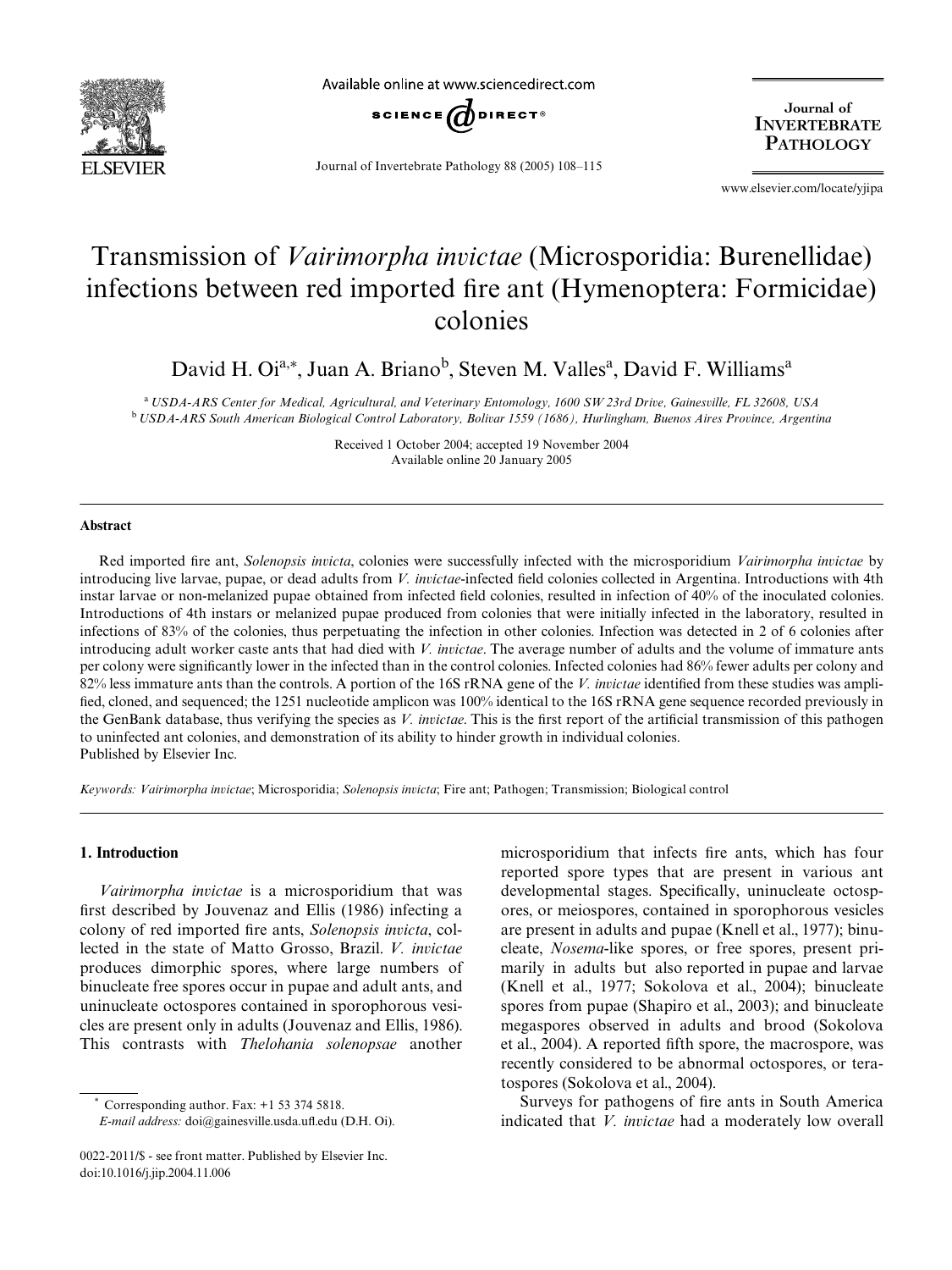# Transmission of *Vairimorpha invictae* (Microsporidia: Burenellidae) infections between red imported fire ant (Hymenoptera: Formicidae) colonies

David H. Oi[a,*], Juan A. Briano[b], Steven M. Valles[a], David F. Williams[a]

[a] *USDA-ARS Center for Medical, Agricultural, and Veterinary Entomology, 1600 SW 23rd Drive, Gainesville, FL 32608, USA*
[b] *USDA-ARS South American Biological Control Laboratory, Bolivar 1559 (1686), Hurlingham, Buenos Aires Province, Argentina*

Received 1 October 2004; accepted 19 November 2004
Available online 20 January 2005

## Abstract

Red imported fire ant, *Solenopsis invicta*, colonies were successfully infected with the microsporidium *Vairimorpha invictae* by introducing live larvae, pupae, or dead adults from *V. invictae*-infected field colonies collected in Argentina. Introductions with 4th instar larvae or non-melanized pupae obtained from infected field colonies, resulted in infection of 40% of the inoculated colonies. Introductions of 4th instars or melanized pupae produced from colonies that were initially infected in the laboratory, resulted in infections of 83% of the colonies, thus perpetuating the infection in other colonies. Infection was detected in 2 of 6 colonies after introducing adult worker caste ants that had died with *V. invictae*. The average number of adults and the volume of immature ants per colony were significantly lower in the infected than in the control colonies. Infected colonies had 86% fewer adults per colony and 82% less immature ants than the controls. A portion of the 16S rRNA gene of the *V. invictae* identified from these studies was amplified, cloned, and sequenced; the 1251 nucleotide amplicon was 100% identical to the 16S rRNA gene sequence recorded previously in the GenBank database, thus verifying the species as *V. invictae*. This is the first report of the artificial transmission of this pathogen to uninfected ant colonies, and demonstration of its ability to hinder growth in individual colonies.
Published by Elsevier Inc.

*Keywords:* *Vairimorpha invictae*; Microsporidia; *Solenopsis invicta*; Fire ant; Pathogen; Transmission; Biological control

## 1. Introduction

*Vairimorpha invictae* is a microsporidium that was first described by Jouvenaz and Ellis (1986) infecting a colony of red imported fire ants, *Solenopsis invicta*, collected in the state of Matto Grosso, Brazil. *V. invictae* produces dimorphic spores, where large numbers of binucleate free spores occur in pupae and adult ants, and uninucleate octospores contained in sporophorous vesicles are present only in adults (Jouvenaz and Ellis, 1986). This contrasts with *Thelohania solenopsae* another microsporidium that infects fire ants, which has four reported spore types that are present in various ant developmental stages. Specifically, uninucleate octospores, or meiospores, contained in sporophorous vesicles are present in adults and pupae (Knell et al., 1977); binucleate, *Nosema*-like spores, or free spores, present primarily in adults but also reported in pupae and larvae (Knell et al., 1977; Sokolova et al., 2004); binucleate spores from pupae (Shapiro et al., 2003); and binucleate megaspores observed in adults and brood (Sokolova et al., 2004). A reported fifth spore, the macrospore, was recently considered to be abnormal octospores, or teratospores (Sokolova et al., 2004).

Surveys for pathogens of fire ants in South America indicated that *V. invictae* had a moderately low overall

\* Corresponding author. Fax: +1 53 374 5818.
*E-mail address:* doi@gainesville.usda.ufl.edu (D.H. Oi).

0022-2011/$ - see front matter. Published by Elsevier Inc.
doi:10.1016/j.jip.2004.11.006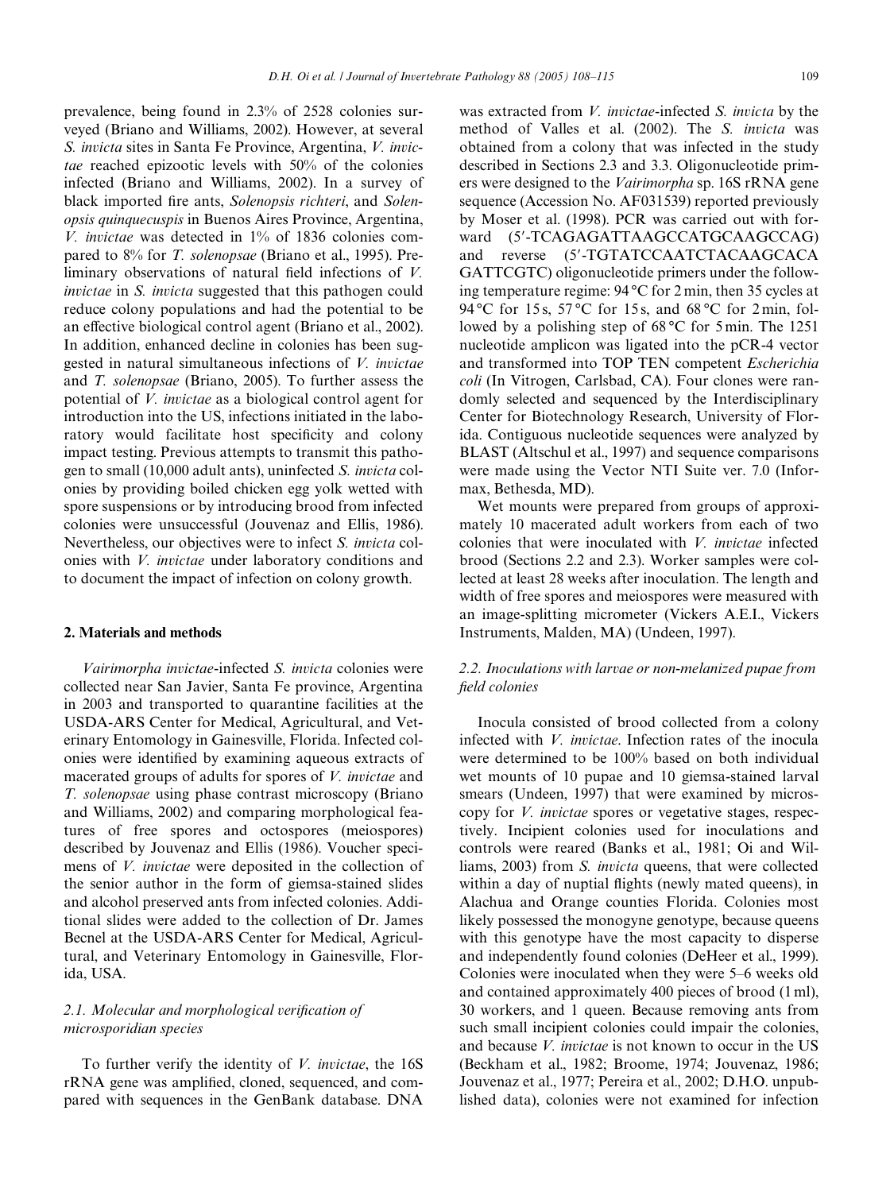prevalence, being found in 2.3% of 2528 colonies surveyed (Briano and Williams, 2002). However, at several *S. invicta* sites in Santa Fe Province, Argentina, *V. invictae* reached epizootic levels with 50% of the colonies infected (Briano and Williams, 2002). In a survey of black imported fire ants, *Solenopsis richteri*, and *Solenopsis quinquecuspis* in Buenos Aires Province, Argentina, *V. invictae* was detected in 1% of 1836 colonies compared to 8% for *T. solenopsae* (Briano et al., 1995). Preliminary observations of natural field infections of *V. invictae* in *S. invicta* suggested that this pathogen could reduce colony populations and had the potential to be an effective biological control agent (Briano et al., 2002). In addition, enhanced decline in colonies has been suggested in natural simultaneous infections of *V. invictae* and *T. solenopsae* (Briano, 2005). To further assess the potential of *V. invictae* as a biological control agent for introduction into the US, infections initiated in the laboratory would facilitate host specificity and colony impact testing. Previous attempts to transmit this pathogen to small (10,000 adult ants), uninfected *S. invicta* colonies by providing boiled chicken egg yolk wetted with spore suspensions or by introducing brood from infected colonies were unsuccessful (Jouvenaz and Ellis, 1986). Nevertheless, our objectives were to infect *S. invicta* colonies with *V. invictae* under laboratory conditions and to document the impact of infection on colony growth.

## 2. Materials and methods

*Vairimorpha invictae*-infected *S. invicta* colonies were collected near San Javier, Santa Fe province, Argentina in 2003 and transported to quarantine facilities at the USDA-ARS Center for Medical, Agricultural, and Veterinary Entomology in Gainesville, Florida. Infected colonies were identified by examining aqueous extracts of macerated groups of adults for spores of *V. invictae* and *T. solenopsae* using phase contrast microscopy (Briano and Williams, 2002) and comparing morphological features of free spores and octospores (meiospores) described by Jouvenaz and Ellis (1986). Voucher specimens of *V. invictae* were deposited in the collection of the senior author in the form of giemsa-stained slides and alcohol preserved ants from infected colonies. Additional slides were added to the collection of Dr. James Becnel at the USDA-ARS Center for Medical, Agricultural, and Veterinary Entomology in Gainesville, Florida, USA.

### 2.1. Molecular and morphological verification of microsporidian species

To further verify the identity of *V. invictae*, the 16S rRNA gene was amplified, cloned, sequenced, and compared with sequences in the GenBank database. DNA was extracted from *V. invictae*-infected *S. invicta* by the method of Valles et al. (2002). The *S. invicta* was obtained from a colony that was infected in the study described in Sections 2.3 and 3.3. Oligonucleotide primers were designed to the *Vairimorpha* sp. 16S rRNA gene sequence (Accession No. AF031539) reported previously by Moser et al. (1998). PCR was carried out with forward (5′-TCAGAGATTAAGCCATGCAAGCCAG) and reverse (5′-TGTATCCAATCTACAAGCACA GATTCGTC) oligonucleotide primers under the following temperature regime: 94 °C for 2 min, then 35 cycles at 94 °C for 15 s, 57 °C for 15 s, and 68 °C for 2 min, followed by a polishing step of 68 °C for 5 min. The 1251 nucleotide amplicon was ligated into the pCR-4 vector and transformed into TOP TEN competent *Escherichia coli* (In Vitrogen, Carlsbad, CA). Four clones were randomly selected and sequenced by the Interdisciplinary Center for Biotechnology Research, University of Florida. Contiguous nucleotide sequences were analyzed by BLAST (Altschul et al., 1997) and sequence comparisons were made using the Vector NTI Suite ver. 7.0 (Informax, Bethesda, MD).

Wet mounts were prepared from groups of approximately 10 macerated adult workers from each of two colonies that were inoculated with *V. invictae* infected brood (Sections 2.2 and 2.3). Worker samples were collected at least 28 weeks after inoculation. The length and width of free spores and meiospores were measured with an image-splitting micrometer (Vickers A.E.I., Vickers Instruments, Malden, MA) (Undeen, 1997).

### 2.2. Inoculations with larvae or non-melanized pupae from field colonies

Inocula consisted of brood collected from a colony infected with *V. invictae*. Infection rates of the inocula were determined to be 100% based on both individual wet mounts of 10 pupae and 10 giemsa-stained larval smears (Undeen, 1997) that were examined by microscopy for *V. invictae* spores or vegetative stages, respectively. Incipient colonies used for inoculations and controls were reared (Banks et al., 1981; Oi and Williams, 2003) from *S. invicta* queens, that were collected within a day of nuptial flights (newly mated queens), in Alachua and Orange counties Florida. Colonies most likely possessed the monogyne genotype, because queens with this genotype have the most capacity to disperse and independently found colonies (DeHeer et al., 1999). Colonies were inoculated when they were 5–6 weeks old and contained approximately 400 pieces of brood (1 ml), 30 workers, and 1 queen. Because removing ants from such small incipient colonies could impair the colonies, and because *V. invictae* is not known to occur in the US (Beckham et al., 1982; Broome, 1974; Jouvenaz, 1986; Jouvenaz et al., 1977; Pereira et al., 2002; D.H.O. unpublished data), colonies were not examined for infection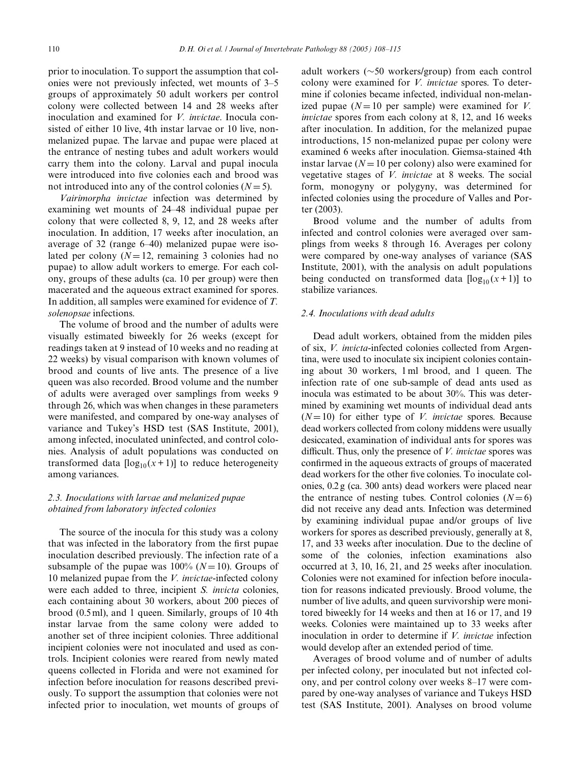prior to inoculation. To support the assumption that colonies were not previously infected, wet mounts of 3–5 groups of approximately 50 adult workers per control colony were collected between 14 and 28 weeks after inoculation and examined for *V. invictae*. Inocula consisted of either 10 live, 4th instar larvae or 10 live, non-melanized pupae. The larvae and pupae were placed at the entrance of nesting tubes and adult workers would carry them into the colony. Larval and pupal inocula were introduced into five colonies each and brood was not introduced into any of the control colonies ($N = 5$).

*Vairimorpha invictae* infection was determined by examining wet mounts of 24–48 individual pupae per colony that were collected 8, 9, 12, and 28 weeks after inoculation. In addition, 17 weeks after inoculation, an average of 32 (range 6–40) melanized pupae were isolated per colony ($N = 12$, remaining 3 colonies had no pupae) to allow adult workers to emerge. For each colony, groups of these adults (ca. 10 per group) were then macerated and the aqueous extract examined for spores. In addition, all samples were examined for evidence of *T. solenopsae* infections.

The volume of brood and the number of adults were visually estimated biweekly for 26 weeks (except for readings taken at 9 instead of 10 weeks and no reading at 22 weeks) by visual comparison with known volumes of brood and counts of live ants. The presence of a live queen was also recorded. Brood volume and the number of adults were averaged over samplings from weeks 9 through 26, which was when changes in these parameters were manifested, and compared by one-way analyses of variance and Tukey's HSD test (SAS Institute, 2001), among infected, inoculated uninfected, and control colonies. Analysis of adult populations was conducted on transformed data [$\log_{10}(x + 1)$] to reduce heterogeneity among variances.

### 2.3. Inoculations with larvae and melanized pupae obtained from laboratory infected colonies

The source of the inocula for this study was a colony that was infected in the laboratory from the first pupae inoculation described previously. The infection rate of a subsample of the pupae was 100% ($N = 10$). Groups of 10 melanized pupae from the *V. invictae*-infected colony were each added to three, incipient *S. invicta* colonies, each containing about 30 workers, about 200 pieces of brood (0.5 ml), and 1 queen. Similarly, groups of 10 4th instar larvae from the same colony were added to another set of three incipient colonies. Three additional incipient colonies were not inoculated and used as controls. Incipient colonies were reared from newly mated queens collected in Florida and were not examined for infection before inoculation for reasons described previously. To support the assumption that colonies were not infected prior to inoculation, wet mounts of groups of adult workers (~50 workers/group) from each control colony were examined for *V. invictae* spores. To determine if colonies became infected, individual non-melanized pupae ($N = 10$ per sample) were examined for *V. invictae* spores from each colony at 8, 12, and 16 weeks after inoculation. In addition, for the melanized pupae introductions, 15 non-melanized pupae per colony were examined 6 weeks after inoculation. Giemsa-stained 4th instar larvae ($N = 10$ per colony) also were examined for vegetative stages of *V. invictae* at 8 weeks. The social form, monogyny or polygyny, was determined for infected colonies using the procedure of Valles and Porter (2003).

Brood volume and the number of adults from infected and control colonies were averaged over samplings from weeks 8 through 16. Averages per colony were compared by one-way analyses of variance (SAS Institute, 2001), with the analysis on adult populations being conducted on transformed data [$\log_{10}(x + 1)$] to stabilize variances.

### 2.4. Inoculations with dead adults

Dead adult workers, obtained from the midden piles of six, *V. invicta*-infected colonies collected from Argentina, were used to inoculate six incipient colonies containing about 30 workers, 1 ml brood, and 1 queen. The infection rate of one sub-sample of dead ants used as inocula was estimated to be about 30%. This was determined by examining wet mounts of individual dead ants ($N = 10$) for either type of *V. invictae* spores. Because dead workers collected from colony middens were usually desiccated, examination of individual ants for spores was difficult. Thus, only the presence of *V. invictae* spores was confirmed in the aqueous extracts of groups of macerated dead workers for the other five colonies. To inoculate colonies, 0.2 g (ca. 300 ants) dead workers were placed near the entrance of nesting tubes. Control colonies ($N = 6$) did not receive any dead ants. Infection was determined by examining individual pupae and/or groups of live workers for spores as described previously, generally at 8, 17, and 33 weeks after inoculation. Due to the decline of some of the colonies, infection examinations also occurred at 3, 10, 16, 21, and 25 weeks after inoculation. Colonies were not examined for infection before inoculation for reasons indicated previously. Brood volume, the number of live adults, and queen survivorship were monitored biweekly for 14 weeks and then at 16 or 17, and 19 weeks. Colonies were maintained up to 33 weeks after inoculation in order to determine if *V. invictae* infection would develop after an extended period of time.

Averages of brood volume and of number of adults per infected colony, per inoculated but not infected colony, and per control colony over weeks 8–17 were compared by one-way analyses of variance and Tukeys HSD test (SAS Institute, 2001). Analyses on brood volume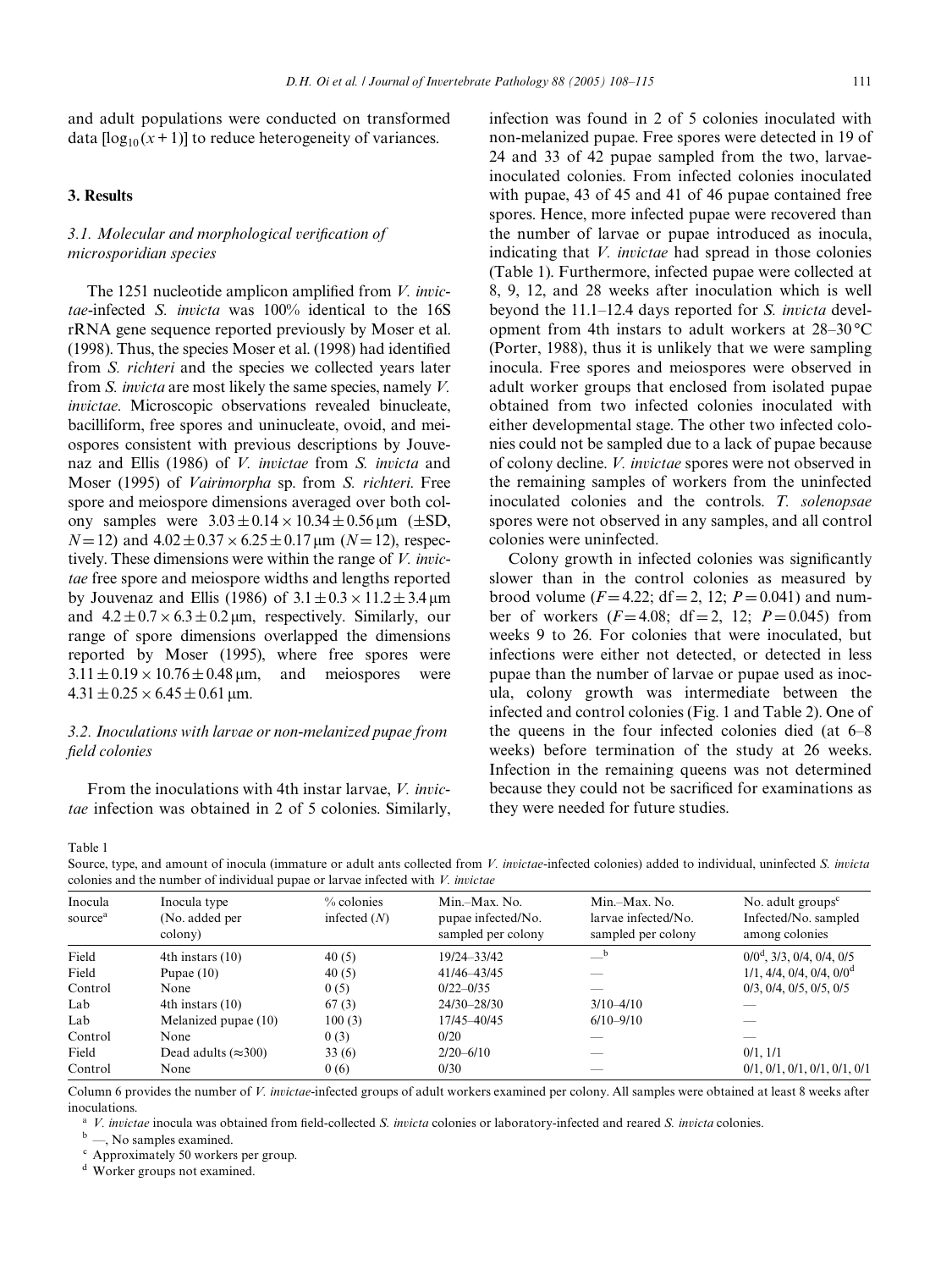and adult populations were conducted on transformed data [$\log_{10}(x+1)$] to reduce heterogeneity of variances.

## 3. Results

### 3.1. Molecular and morphological verification of microsporidian species

The 1251 nucleotide amplicon amplified from *V. invictae*-infected *S. invicta* was 100% identical to the 16S rRNA gene sequence reported previously by Moser et al. (1998). Thus, the species Moser et al. (1998) had identified from *S. richteri* and the species we collected years later from *S. invicta* are most likely the same species, namely *V. invictae*. Microscopic observations revealed binucleate, bacilliform, free spores and uninucleate, ovoid, and meiospores consistent with previous descriptions by Jouvenaz and Ellis (1986) of *V. invictae* from *S. invicta* and Moser (1995) of *Vairimorpha* sp. from *S. richteri*. Free spore and meiospore dimensions averaged over both colony samples were $3.03 \pm 0.14 \times 10.34 \pm 0.56\,\mu m$ (±SD, $N = 12$) and $4.02 \pm 0.37 \times 6.25 \pm 0.17\,\mu m$ ($N = 12$), respectively. These dimensions were within the range of *V. invictae* free spore and meiospore widths and lengths reported by Jouvenaz and Ellis (1986) of $3.1 \pm 0.3 \times 11.2 \pm 3.4\,\mu m$ and $4.2 \pm 0.7 \times 6.3 \pm 0.2\,\mu m$, respectively. Similarly, our range of spore dimensions overlapped the dimensions reported by Moser (1995), where free spores were $3.11 \pm 0.19 \times 10.76 \pm 0.48\,\mu m$, and meiospores were $4.31 \pm 0.25 \times 6.45 \pm 0.61\,\mu m$.

### 3.2. Inoculations with larvae or non-melanized pupae from field colonies

From the inoculations with 4th instar larvae, *V. invictae* infection was obtained in 2 of 5 colonies. Similarly, infection was found in 2 of 5 colonies inoculated with non-melanized pupae. Free spores were detected in 19 of 24 and 33 of 42 pupae sampled from the two, larvae-inoculated colonies. From infected colonies inoculated with pupae, 43 of 45 and 41 of 46 pupae contained free spores. Hence, more infected pupae were recovered than the number of larvae or pupae introduced as inocula, indicating that *V. invictae* had spread in those colonies (Table 1). Furthermore, infected pupae were collected at 8, 9, 12, and 28 weeks after inoculation which is well beyond the 11.1–12.4 days reported for *S. invicta* development from 4th instars to adult workers at 28–30 °C (Porter, 1988), thus it is unlikely that we were sampling inocula. Free spores and meiospores were observed in adult worker groups that enclosed from isolated pupae obtained from two infected colonies inoculated with either developmental stage. The other two infected colonies could not be sampled due to a lack of pupae because of colony decline. *V. invictae* spores were not observed in the remaining samples of workers from the uninfected inoculated colonies and the controls. *T. solenopsae* spores were not observed in any samples, and all control colonies were uninfected.

Colony growth in infected colonies was significantly slower than in the control colonies as measured by brood volume ($F = 4.22$; df = 2, 12; $P = 0.041$) and number of workers ($F = 4.08$; df = 2, 12; $P = 0.045$) from weeks 9 to 26. For colonies that were inoculated, but infections were either not detected, or detected in less pupae than the number of larvae or pupae used as inocula, colony growth was intermediate between the infected and control colonies (Fig. 1 and Table 2). One of the queens in the four infected colonies died (at 6–8 weeks) before termination of the study at 26 weeks. Infection in the remaining queens was not determined because they could not be sacrificed for examinations as they were needed for future studies.

Table 1
Source, type, and amount of inocula (immature or adult ants collected from *V. invictae*-infected colonies) added to individual, uninfected *S. invicta* colonies and the number of individual pupae or larvae infected with *V. invictae*

| Inocula source[a] | Inocula type (No. added per colony) | % colonies infected (N) | Min.–Max. No. pupae infected/No. sampled per colony | Min.–Max. No. larvae infected/No. sampled per colony | No. adult groups[c] Infected/No. sampled among colonies |
|---|---|---|---|---|---|
| Field | 4th instars (10) | 40 (5) | 19/24–33/42 | —[b] | 0/0[d], 3/3, 0/4, 0/4, 0/5 |
| Field | Pupae (10) | 40 (5) | 41/46–43/45 | — | 1/1, 4/4, 0/4, 0/4, 0/0[d] |
| Control | None | 0 (5) | 0/22–0/35 | — | 0/3, 0/4, 0/5, 0/5, 0/5 |
| Lab | 4th instars (10) | 67 (3) | 24/30–28/30 | 3/10–4/10 | — |
| Lab | Melanized pupae (10) | 100 (3) | 17/45–40/45 | 6/10–9/10 | — |
| Control | None | 0 (3) | 0/20 | — | — |
| Field | Dead adults (≈300) | 33 (6) | 2/20–6/10 | — | 0/1, 1/1 |
| Control | None | 0 (6) | 0/30 | — | 0/1, 0/1, 0/1, 0/1, 0/1, 0/1 |

Column 6 provides the number of *V. invictae*-infected groups of adult workers examined per colony. All samples were obtained at least 8 weeks after inoculations.

[a] *V. invictae* inocula was obtained from field-collected *S. invicta* colonies or laboratory-infected and reared *S. invicta* colonies.

[b] —, No samples examined.

[c] Approximately 50 workers per group.

[d] Worker groups not examined.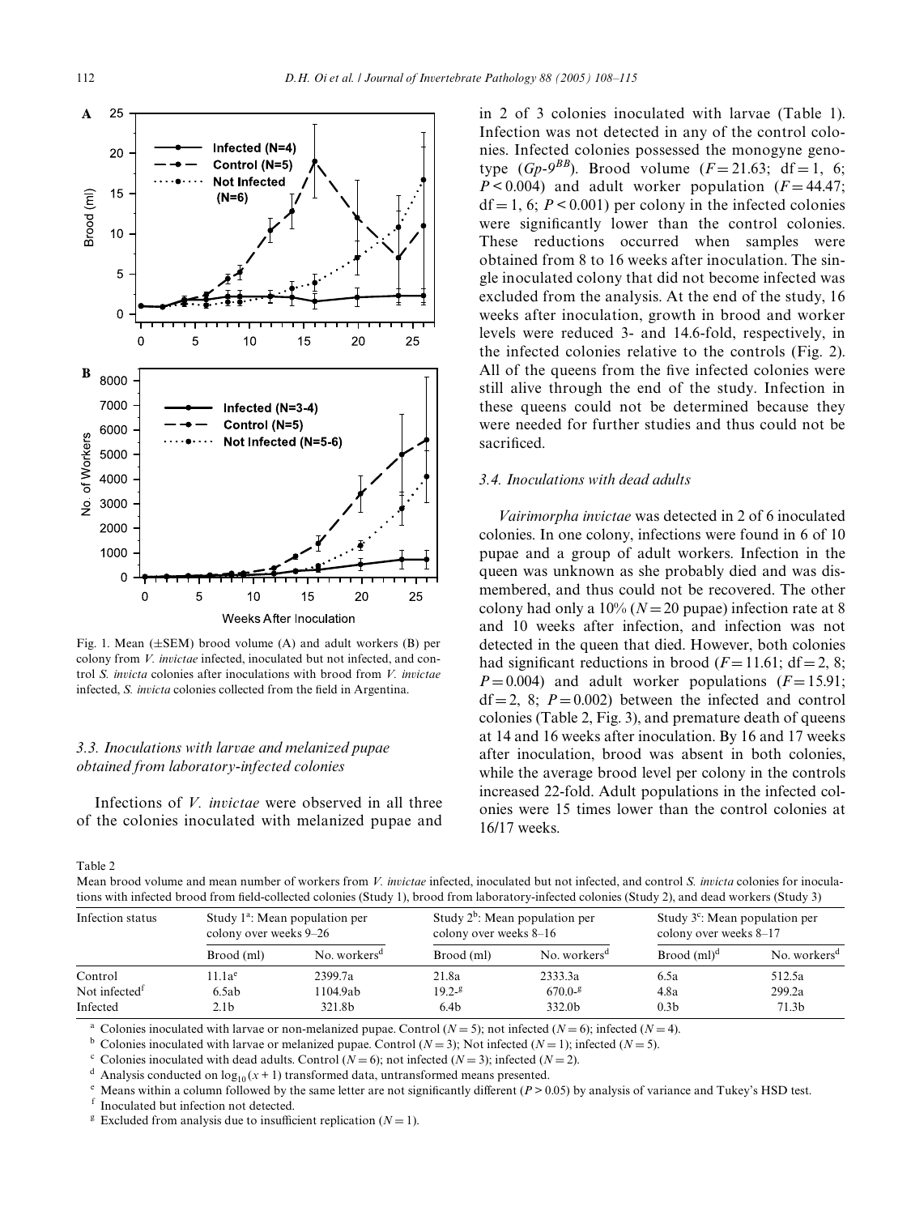Fig. 1. Mean (±SEM) brood volume (A) and adult workers (B) per colony from *V. invictae* infected, inoculated but not infected, and control *S. invicta* colonies after inoculations with brood from *V. invictae* infected, *S. invicta* colonies collected from the field in Argentina.

### 3.3. Inoculations with larvae and melanized pupae obtained from laboratory-infected colonies

Infections of *V. invictae* were observed in all three of the colonies inoculated with melanized pupae and in 2 of 3 colonies inoculated with larvae (Table 1). Infection was not detected in any of the control colonies. Infected colonies possessed the monogyne genotype ($Gp\text{-}9^{BB}$). Brood volume ($F = 21.63$; df = 1, 6; $P < 0.004$) and adult worker population ($F = 44.47$; df = 1, 6; $P < 0.001$) per colony in the infected colonies were significantly lower than the control colonies. These reductions occurred when samples were obtained from 8 to 16 weeks after inoculation. The single inoculated colony that did not become infected was excluded from the analysis. At the end of the study, 16 weeks after inoculation, growth in brood and worker levels were reduced 3- and 14.6-fold, respectively, in the infected colonies relative to the controls (Fig. 2). All of the queens from the five infected colonies were still alive through the end of the study. Infection in these queens could not be determined because they were needed for further studies and thus could not be sacrificed.

### 3.4. Inoculations with dead adults

*Vairimorpha invictae* was detected in 2 of 6 inoculated colonies. In one colony, infections were found in 6 of 10 pupae and a group of adult workers. Infection in the queen was unknown as she probably died and was dismembered, and thus could not be recovered. The other colony had only a 10% ($N = 20$ pupae) infection rate at 8 and 10 weeks after infection, and infection was not detected in the queen that died. However, both colonies had significant reductions in brood ($F = 11.61$; df = 2, 8; $P = 0.004$) and adult worker populations ($F = 15.91$; df = 2, 8; $P = 0.002$) between the infected and control colonies (Table 2, Fig. 3), and premature death of queens at 14 and 16 weeks after inoculation. By 16 and 17 weeks after inoculation, brood was absent in both colonies, while the average brood level per colony in the controls increased 22-fold. Adult populations in the infected colonies were 15 times lower than the control colonies at 16/17 weeks.

Table 2
Mean brood volume and mean number of workers from *V. invictae* infected, inoculated but not infected, and control *S. invicta* colonies for inoculations with infected brood from field-collected colonies (Study 1), brood from laboratory-infected colonies (Study 2), and dead workers (Study 3)

| Infection status | Study 1[a]: Mean population per colony over weeks 9–26 | | Study 2[b]: Mean population per colony over weeks 8–16 | | Study 3[c]: Mean population per colony over weeks 8–17 | |
|---|---|---|---|---|---|---|
| | Brood (ml) | No. workers[d] | Brood (ml) | No. workers[d] | Brood (ml)[d] | No. workers[d] |
| Control | 11.1a[e] | 2399.7a | 21.8a | 2333.3a | 6.5a | 512.5a |
| Not infected[f] | 6.5ab | 1104.9ab | 19.2-[g] | 670.0-[g] | 4.8a | 299.2a |
| Infected | 2.1b | 321.8b | 6.4b | 332.0b | 0.3b | 71.3b |

[a] Colonies inoculated with larvae or non-melanized pupae. Control ($N = 5$); not infected ($N = 6$); infected ($N = 4$).
[b] Colonies inoculated with larvae or melanized pupae. Control ($N = 3$); Not infected ($N = 1$); infected ($N = 5$).
[c] Colonies inoculated with dead adults. Control ($N = 6$); not infected ($N = 3$); infected ($N = 2$).
[d] Analysis conducted on $\log_{10}(x + 1)$ transformed data, untransformed means presented.
[e] Means within a column followed by the same letter are not significantly different ($P > 0.05$) by analysis of variance and Tukey's HSD test.
[f] Inoculated but infection not detected.
[g] Excluded from analysis due to insufficient replication ($N = 1$).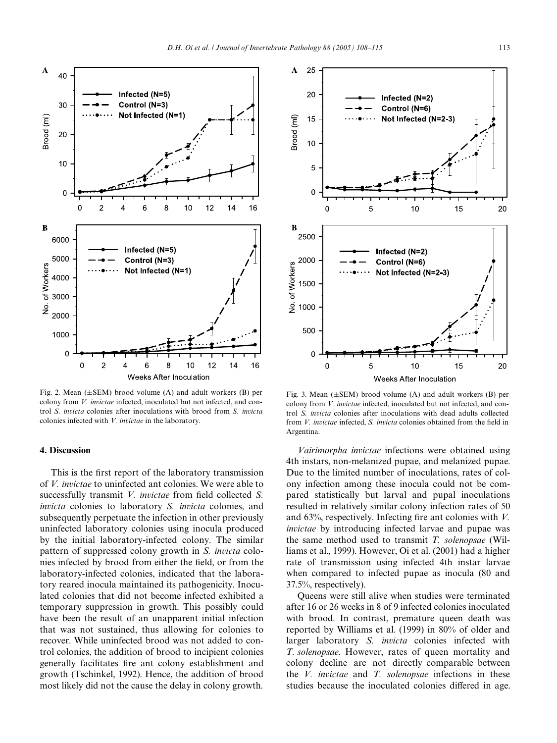Fig. 2. Mean (±SEM) brood volume (A) and adult workers (B) per colony from *V. invictae* infected, inoculated but not infected, and control *S. invicta* colonies after inoculations with brood from *S. invicta* colonies infected with *V. invictae* in the laboratory.

Fig. 3. Mean (±SEM) brood volume (A) and adult workers (B) per colony from *V. invictae* infected, inoculated but not infected, and control *S. invicta* colonies after inoculations with dead adults collected from *V. invictae* infected, *S. invicta* colonies obtained from the field in Argentina.

## 4. Discussion

This is the first report of the laboratory transmission of *V. invictae* to uninfected ant colonies. We were able to successfully transmit *V. invictae* from field collected *S. invicta* colonies to laboratory *S. invicta* colonies, and subsequently perpetuate the infection in other previously uninfected laboratory colonies using inocula produced by the initial laboratory-infected colony. The similar pattern of suppressed colony growth in *S. invicta* colonies infected by brood from either the field, or from the laboratory-infected colonies, indicated that the laboratory reared inocula maintained its pathogenicity. Inoculated colonies that did not become infected exhibited a temporary suppression in growth. This possibly could have been the result of an unapparent initial infection that was not sustained, thus allowing for colonies to recover. While uninfected brood was not added to control colonies, the addition of brood to incipient colonies generally facilitates fire ant colony establishment and growth (Tschinkel, 1992). Hence, the addition of brood most likely did not the cause the delay in colony growth.

*Vairimorpha invictae* infections were obtained using 4th instars, non-melanized pupae, and melanized pupae. Due to the limited number of inoculations, rates of colony infection among these inocula could not be compared statistically but larval and pupal inoculations resulted in relatively similar colony infection rates of 50 and 63%, respectively. Infecting fire ant colonies with *V. invictae* by introducing infected larvae and pupae was the same method used to transmit *T. solenopsae* (Williams et al., 1999). However, Oi et al. (2001) had a higher rate of transmission using infected 4th instar larvae when compared to infected pupae as inocula (80 and 37.5%, respectively).

Queens were still alive when studies were terminated after 16 or 26 weeks in 8 of 9 infected colonies inoculated with brood. In contrast, premature queen death was reported by Williams et al. (1999) in 80% of older and larger laboratory *S. invicta* colonies infected with *T. solenopsae*. However, rates of queen mortality and colony decline are not directly comparable between the *V. invictae* and *T. solenopsae* infections in these studies because the inoculated colonies differed in age.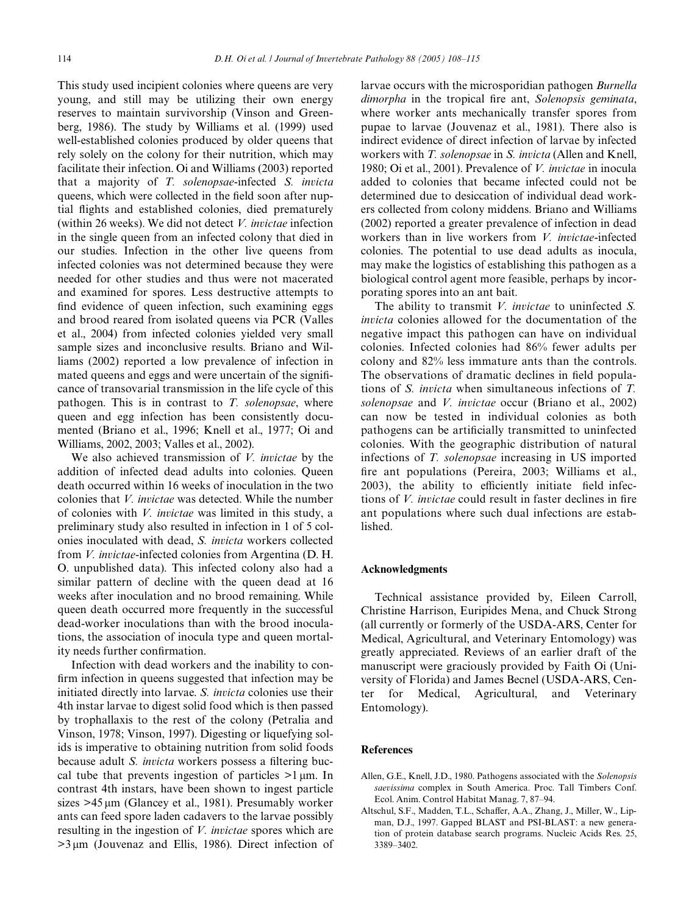This study used incipient colonies where queens are very young, and still may be utilizing their own energy reserves to maintain survivorship (Vinson and Greenberg, 1986). The study by Williams et al. (1999) used well-established colonies produced by older queens that rely solely on the colony for their nutrition, which may facilitate their infection. Oi and Williams (2003) reported that a majority of *T. solenopsae*-infected *S. invicta* queens, which were collected in the field soon after nuptial flights and established colonies, died prematurely (within 26 weeks). We did not detect *V. invictae* infection in the single queen from an infected colony that died in our studies. Infection in the other live queens from infected colonies was not determined because they were needed for other studies and thus were not macerated and examined for spores. Less destructive attempts to find evidence of queen infection, such examining eggs and brood reared from isolated queens via PCR (Valles et al., 2004) from infected colonies yielded very small sample sizes and inconclusive results. Briano and Williams (2002) reported a low prevalence of infection in mated queens and eggs and were uncertain of the significance of transovarial transmission in the life cycle of this pathogen. This is in contrast to *T. solenopsae*, where queen and egg infection has been consistently documented (Briano et al., 1996; Knell et al., 1977; Oi and Williams, 2002, 2003; Valles et al., 2002).

We also achieved transmission of *V. invictae* by the addition of infected dead adults into colonies. Queen death occurred within 16 weeks of inoculation in the two colonies that *V. invictae* was detected. While the number of colonies with *V. invictae* was limited in this study, a preliminary study also resulted in infection in 1 of 5 colonies inoculated with dead, *S. invicta* workers collected from *V. invictae*-infected colonies from Argentina (D. H. O. unpublished data). This infected colony also had a similar pattern of decline with the queen dead at 16 weeks after inoculation and no brood remaining. While queen death occurred more frequently in the successful dead-worker inoculations than with the brood inoculations, the association of inocula type and queen mortality needs further confirmation.

Infection with dead workers and the inability to confirm infection in queens suggested that infection may be initiated directly into larvae. *S. invicta* colonies use their 4th instar larvae to digest solid food which is then passed by trophallaxis to the rest of the colony (Petralia and Vinson, 1978; Vinson, 1997). Digesting or liquefying solids is imperative to obtaining nutrition from solid foods because adult *S. invicta* workers possess a filtering buccal tube that prevents ingestion of particles $>1\,\mu m$. In contrast 4th instars, have been shown to ingest particle sizes $>45\,\mu m$ (Glancey et al., 1981). Presumably worker ants can feed spore laden cadavers to the larvae possibly resulting in the ingestion of *V. invictae* spores which are $>3\,\mu m$ (Jouvenaz and Ellis, 1986). Direct infection of larvae occurs with the microsporidian pathogen *Burnella dimorpha* in the tropical fire ant, *Solenopsis geminata*, where worker ants mechanically transfer spores from pupae to larvae (Jouvenaz et al., 1981). There also is indirect evidence of direct infection of larvae by infected workers with *T. solenopsae* in *S. invicta* (Allen and Knell, 1980; Oi et al., 2001). Prevalence of *V. invictae* in inocula added to colonies that became infected could not be determined due to desiccation of individual dead workers collected from colony middens. Briano and Williams (2002) reported a greater prevalence of infection in dead workers than in live workers from *V. invictae*-infected colonies. The potential to use dead adults as inocula, may make the logistics of establishing this pathogen as a biological control agent more feasible, perhaps by incorporating spores into an ant bait.

The ability to transmit *V. invictae* to uninfected *S. invicta* colonies allowed for the documentation of the negative impact this pathogen can have on individual colonies. Infected colonies had 86% fewer adults per colony and 82% less immature ants than the controls. The observations of dramatic declines in field populations of *S. invicta* when simultaneous infections of *T. solenopsae* and *V. invictae* occur (Briano et al., 2002) can now be tested in individual colonies as both pathogens can be artificially transmitted to uninfected colonies. With the geographic distribution of natural infections of *T. solenopsae* increasing in US imported fire ant populations (Pereira, 2003; Williams et al., 2003), the ability to efficiently initiate field infections of *V. invictae* could result in faster declines in fire ant populations where such dual infections are established.

## Acknowledgments

Technical assistance provided by, Eileen Carroll, Christine Harrison, Euripides Mena, and Chuck Strong (all currently or formerly of the USDA-ARS, Center for Medical, Agricultural, and Veterinary Entomology) was greatly appreciated. Reviews of an earlier draft of the manuscript were graciously provided by Faith Oi (University of Florida) and James Becnel (USDA-ARS, Center for Medical, Agricultural, and Veterinary Entomology).

## References

Allen, G.E., Knell, J.D., 1980. Pathogens associated with the *Solenopsis saevissima* complex in South America. Proc. Tall Timbers Conf. Ecol. Anim. Control Habitat Manag. 7, 87–94.

Altschul, S.F., Madden, T.L., Schaffer, A.A., Zhang, J., Miller, W., Lipman, D.J., 1997. Gapped BLAST and PSI-BLAST: a new generation of protein database search programs. Nucleic Acids Res. 25, 3389–3402.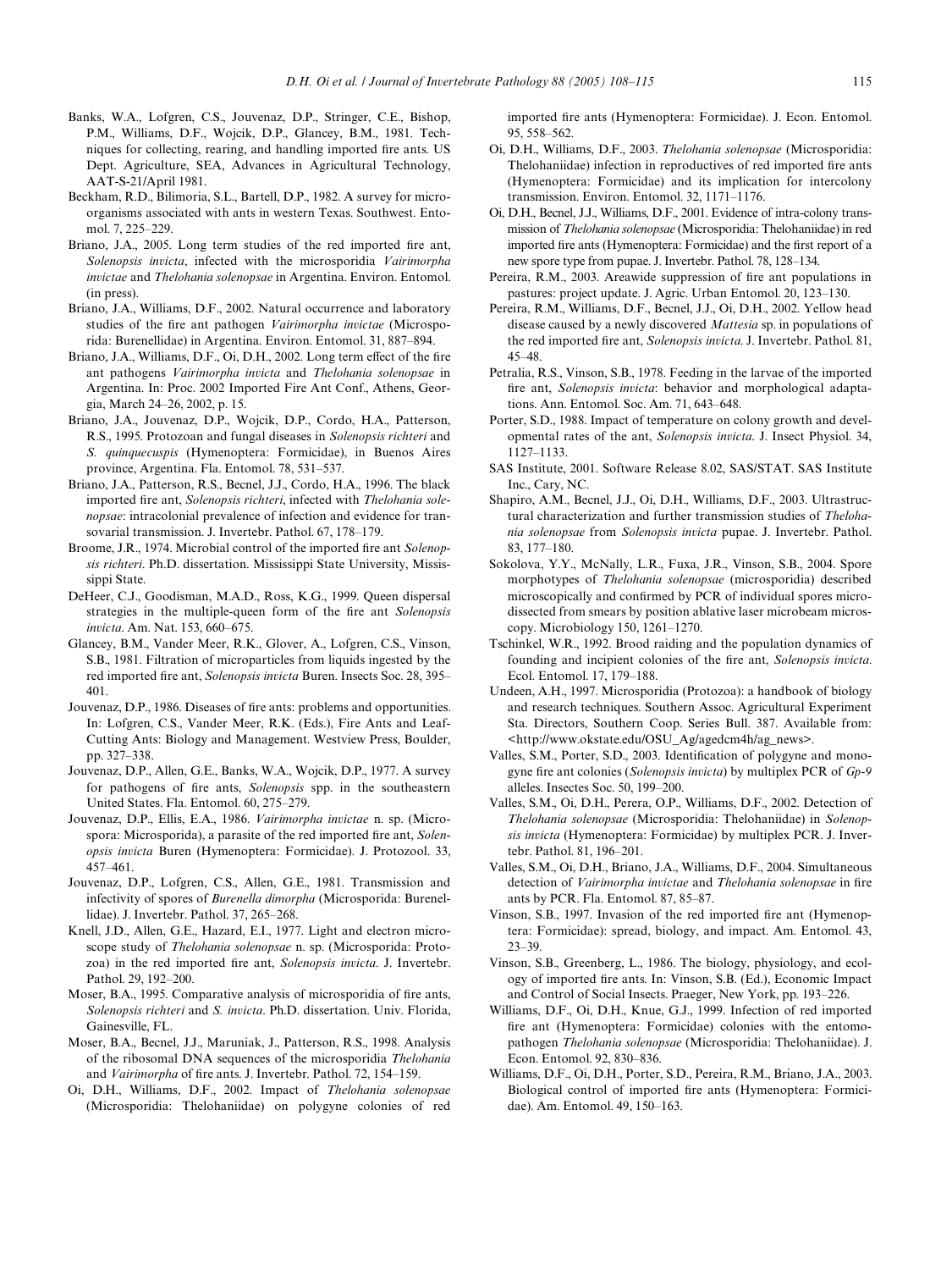Banks, W.A., Lofgren, C.S., Jouvenaz, D.P., Stringer, C.E., Bishop, P.M., Williams, D.F., Wojcik, D.P., Glancey, B.M., 1981. Techniques for collecting, rearing, and handling imported fire ants. US Dept. Agriculture, SEA, Advances in Agricultural Technology, AAT-S-21/April 1981.

Beckham, R.D., Bilimoria, S.L., Bartell, D.P., 1982. A survey for microorganisms associated with ants in western Texas. Southwest. Entomol. 7, 225–229.

Briano, J.A., 2005. Long term studies of the red imported fire ant, *Solenopsis invicta*, infected with the microsporidia *Vairimorpha invictae* and *Thelohania solenopsae* in Argentina. Environ. Entomol. (in press).

Briano, J.A., Williams, D.F., 2002. Natural occurrence and laboratory studies of the fire ant pathogen *Vairimorpha invictae* (Microsporida: Burenellidae) in Argentina. Environ. Entomol. 31, 887–894.

Briano, J.A., Williams, D.F., Oi, D.H., 2002. Long term effect of the fire ant pathogens *Vairimorpha invicta* and *Thelohania solenopsae* in Argentina. In: Proc. 2002 Imported Fire Ant Conf., Athens, Georgia, March 24–26, 2002, p. 15.

Briano, J.A., Jouvenaz, D.P., Wojcik, D.P., Cordo, H.A., Patterson, R.S., 1995. Protozoan and fungal diseases in *Solenopsis richteri* and *S. quinquecuspis* (Hymenoptera: Formicidae), in Buenos Aires province, Argentina. Fla. Entomol. 78, 531–537.

Briano, J.A., Patterson, R.S., Becnel, J.J., Cordo, H.A., 1996. The black imported fire ant, *Solenopsis richteri*, infected with *Thelohania solenopsae*: intracolonial prevalence of infection and evidence for transovarial transmission. J. Invertebr. Pathol. 67, 178–179.

Broome, J.R., 1974. Microbial control of the imported fire ant *Solenopsis richteri*. Ph.D. dissertation. Mississippi State University, Mississippi State.

DeHeer, C.J., Goodisman, M.A.D., Ross, K.G., 1999. Queen dispersal strategies in the multiple-queen form of the fire ant *Solenopsis invicta*. Am. Nat. 153, 660–675.

Glancey, B.M., Vander Meer, R.K., Glover, A., Lofgren, C.S., Vinson, S.B., 1981. Filtration of microparticles from liquids ingested by the red imported fire ant, *Solenopsis invicta* Buren. Insects Soc. 28, 395–401.

Jouvenaz, D.P., 1986. Diseases of fire ants: problems and opportunities. In: Lofgren, C.S., Vander Meer, R.K. (Eds.), Fire Ants and Leaf-Cutting Ants: Biology and Management. Westview Press, Boulder, pp. 327–338.

Jouvenaz, D.P., Allen, G.E., Banks, W.A., Wojcik, D.P., 1977. A survey for pathogens of fire ants, *Solenopsis* spp. in the southeastern United States. Fla. Entomol. 60, 275–279.

Jouvenaz, D.P., Ellis, E.A., 1986. *Vairimorpha invictae* n. sp. (Microspora: Microsporida), a parasite of the red imported fire ant, *Solenopsis invicta* Buren (Hymenoptera: Formicidae). J. Protozool. 33, 457–461.

Jouvenaz, D.P., Lofgren, C.S., Allen, G.E., 1981. Transmission and infectivity of spores of *Burenella dimorpha* (Microsporida: Burenellidae). J. Invertebr. Pathol. 37, 265–268.

Knell, J.D., Allen, G.E., Hazard, E.I., 1977. Light and electron microscope study of *Thelohania solenopsae* n. sp. (Microsporida: Protozoa) in the red imported fire ant, *Solenopsis invicta*. J. Invertebr. Pathol. 29, 192–200.

Moser, B.A., 1995. Comparative analysis of microsporidia of fire ants, *Solenopsis richteri* and *S. invicta*. Ph.D. dissertation. Univ. Florida, Gainesville, FL.

Moser, B.A., Becnel, J.J., Maruniak, J., Patterson, R.S., 1998. Analysis of the ribosomal DNA sequences of the microsporidia *Thelohania* and *Vairimorpha* of fire ants. J. Invertebr. Pathol. 72, 154–159.

Oi, D.H., Williams, D.F., 2002. Impact of *Thelohania solenopsae* (Microsporidia: Thelohaniidae) on polygyne colonies of red imported fire ants (Hymenoptera: Formicidae). J. Econ. Entomol. 95, 558–562.

Oi, D.H., Williams, D.F., 2003. *Thelohania solenopsae* (Microsporidia: Thelohaniidae) infection in reproductives of red imported fire ants (Hymenoptera: Formicidae) and its implication for intercolony transmission. Environ. Entomol. 32, 1171–1176.

Oi, D.H., Becnel, J.J., Williams, D.F., 2001. Evidence of intra-colony transmission of *Thelohania solenopsae* (Microsporidia: Thelohaniidae) in red imported fire ants (Hymenoptera: Formicidae) and the first report of a new spore type from pupae. J. Invertebr. Pathol. 78, 128–134.

Pereira, R.M., 2003. Areawide suppression of fire ant populations in pastures: project update. J. Agric. Urban Entomol. 20, 123–130.

Pereira, R.M., Williams, D.F., Becnel, J.J., Oi, D.H., 2002. Yellow head disease caused by a newly discovered *Mattesia* sp. in populations of the red imported fire ant, *Solenopsis invicta*. J. Invertebr. Pathol. 81, 45–48.

Petralia, R.S., Vinson, S.B., 1978. Feeding in the larvae of the imported fire ant, *Solenopsis invicta*: behavior and morphological adaptations. Ann. Entomol. Soc. Am. 71, 643–648.

Porter, S.D., 1988. Impact of temperature on colony growth and developmental rates of the ant, *Solenopsis invicta*. J. Insect Physiol. 34, 1127–1133.

SAS Institute, 2001. Software Release 8.02, SAS/STAT. SAS Institute Inc., Cary, NC.

Shapiro, A.M., Becnel, J.J., Oi, D.H., Williams, D.F., 2003. Ultrastructural characterization and further transmission studies of *Thelohania solenopsae* from *Solenopsis invicta* pupae. J. Invertebr. Pathol. 83, 177–180.

Sokolova, Y.Y., McNally, L.R., Fuxa, J.R., Vinson, S.B., 2004. Spore morphotypes of *Thelohania solenopsae* (microsporidia) described microscopically and confirmed by PCR of individual spores microdissected from smears by position ablative laser microbeam microscopy. Microbiology 150, 1261–1270.

Tschinkel, W.R., 1992. Brood raiding and the population dynamics of founding and incipient colonies of the fire ant, *Solenopsis invicta*. Ecol. Entomol. 17, 179–188.

Undeen, A.H., 1997. Microsporidia (Protozoa): a handbook of biology and research techniques. Southern Assoc. Agricultural Experiment Sta. Directors, Southern Coop. Series Bull. 387. Available from: <http://www.okstate.edu/OSU_Ag/agedcm4h/ag_news>.

Valles, S.M., Porter, S.D., 2003. Identification of polygyne and monogyne fire ant colonies (*Solenopsis invicta*) by multiplex PCR of *Gp-9* alleles. Insectes Soc. 50, 199–200.

Valles, S.M., Oi, D.H., Perera, O.P., Williams, D.F., 2002. Detection of *Thelohania solenopsae* (Microsporidia: Thelohaniidae) in *Solenopsis invicta* (Hymenoptera: Formicidae) by multiplex PCR. J. Invertebr. Pathol. 81, 196–201.

Valles, S.M., Oi, D.H., Briano, J.A., Williams, D.F., 2004. Simultaneous detection of *Vairimorpha invictae* and *Thelohania solenopsae* in fire ants by PCR. Fla. Entomol. 87, 85–87.

Vinson, S.B., 1997. Invasion of the red imported fire ant (Hymenoptera: Formicidae): spread, biology, and impact. Am. Entomol. 43, 23–39.

Vinson, S.B., Greenberg, L., 1986. The biology, physiology, and ecology of imported fire ants. In: Vinson, S.B. (Ed.), Economic Impact and Control of Social Insects. Praeger, New York, pp. 193–226.

Williams, D.F., Oi, D.H., Knue, G.J., 1999. Infection of red imported fire ant (Hymenoptera: Formicidae) colonies with the entomopathogen *Thelohania solenopsae* (Microsporidia: Thelohaniidae). J. Econ. Entomol. 92, 830–836.

Williams, D.F., Oi, D.H., Porter, S.D., Pereira, R.M., Briano, J.A., 2003. Biological control of imported fire ants (Hymenoptera: Formicidae). Am. Entomol. 49, 150–163.